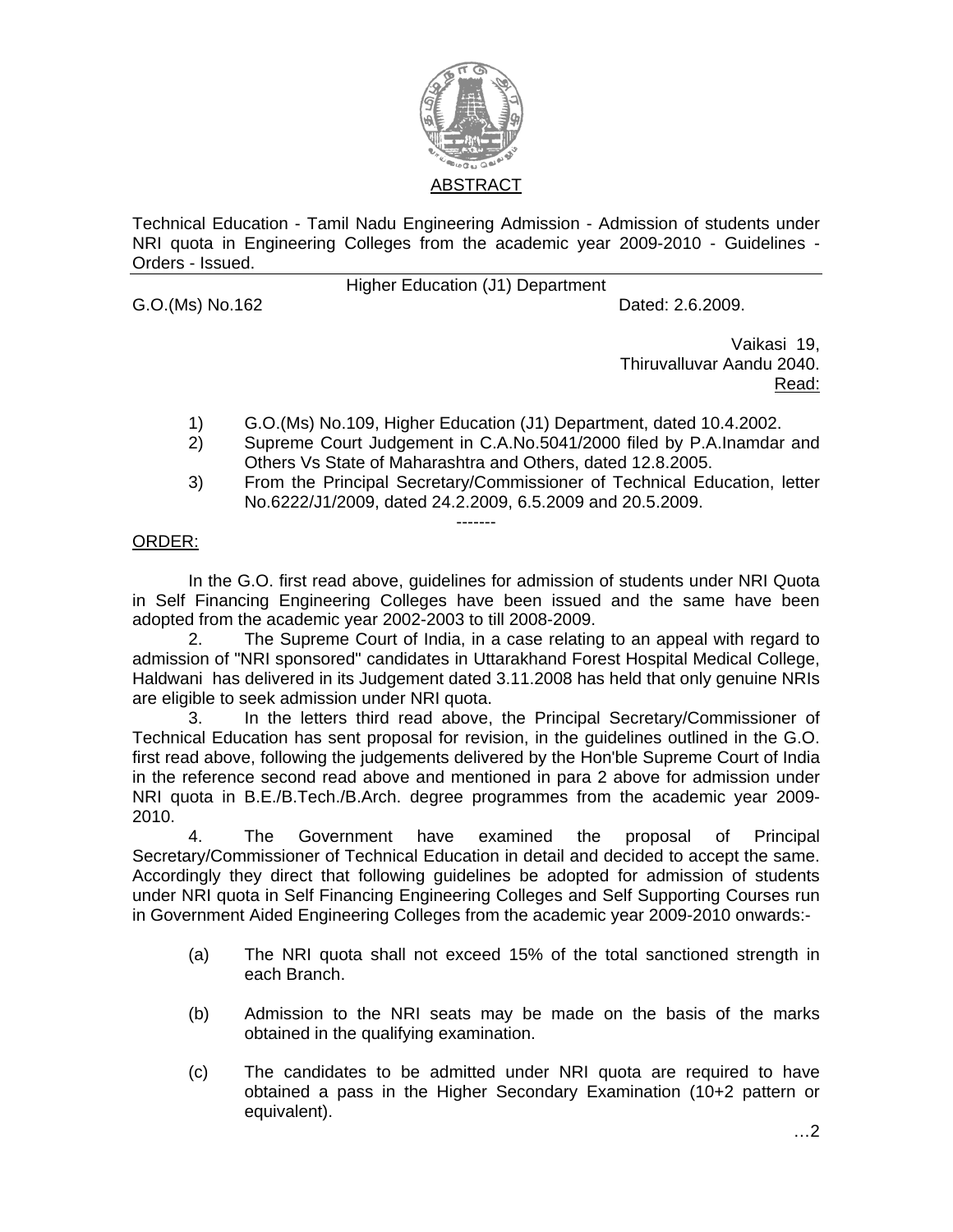# ABSTRACT

Technical Education - Tamil Nadu Engineering Admission - Admission of students under NRI quota in Engineering Colleges from the academic year 2009-2010 - Guidelines - Orders - Issued.

Higher Education (J1) Department

G.O.(Ms) No.162 Dated: 2.6.2009.

Vaikasi 19,
Thiruvalluvar Aandu 2040.

Read:

1) G.O.(Ms) No.109, Higher Education (J1) Department, dated 10.4.2002.
2) Supreme Court Judgement in C.A.No.5041/2000 filed by P.A.Inamdar and Others Vs State of Maharashtra and Others, dated 12.8.2005.
3) From the Principal Secretary/Commissioner of Technical Education, letter No.6222/J1/2009, dated 24.2.2009, 6.5.2009 and 20.5.2009.

-------

ORDER:

In the G.O. first read above, guidelines for admission of students under NRI Quota in Self Financing Engineering Colleges have been issued and the same have been adopted from the academic year 2002-2003 to till 2008-2009.

2. The Supreme Court of India, in a case relating to an appeal with regard to admission of "NRI sponsored" candidates in Uttarakhand Forest Hospital Medical College, Haldwani has delivered in its Judgement dated 3.11.2008 has held that only genuine NRIs are eligible to seek admission under NRI quota.

3. In the letters third read above, the Principal Secretary/Commissioner of Technical Education has sent proposal for revision, in the guidelines outlined in the G.O. first read above, following the judgements delivered by the Hon'ble Supreme Court of India in the reference second read above and mentioned in para 2 above for admission under NRI quota in B.E./B.Tech./B.Arch. degree programmes from the academic year 2009-2010.

4. The Government have examined the proposal of Principal Secretary/Commissioner of Technical Education in detail and decided to accept the same. Accordingly they direct that following guidelines be adopted for admission of students under NRI quota in Self Financing Engineering Colleges and Self Supporting Courses run in Government Aided Engineering Colleges from the academic year 2009-2010 onwards:-

(a) The NRI quota shall not exceed 15% of the total sanctioned strength in each Branch.

(b) Admission to the NRI seats may be made on the basis of the marks obtained in the qualifying examination.

(c) The candidates to be admitted under NRI quota are required to have obtained a pass in the Higher Secondary Examination (10+2 pattern or equivalent).

…2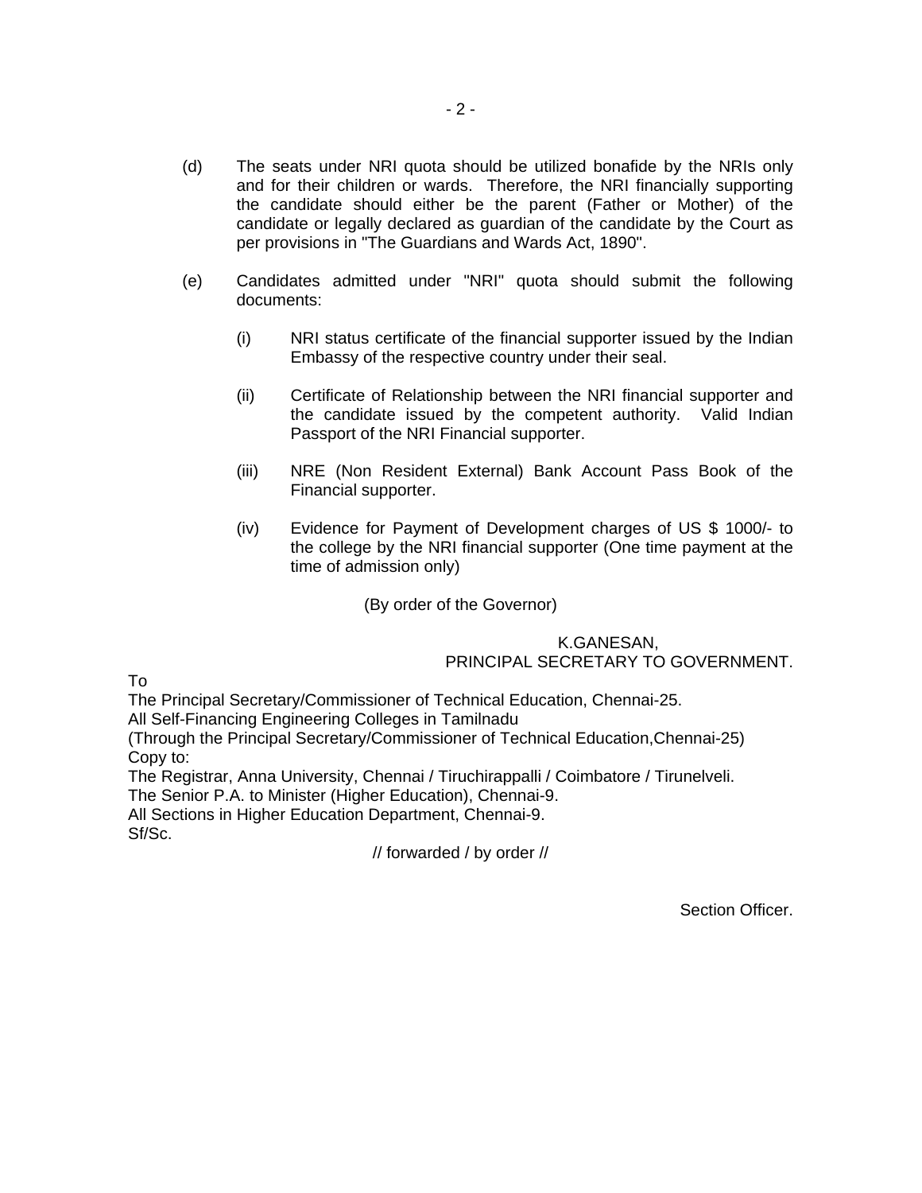(d) The seats under NRI quota should be utilized bonafide by the NRIs only and for their children or wards. Therefore, the NRI financially supporting the candidate should either be the parent (Father or Mother) of the candidate or legally declared as guardian of the candidate by the Court as per provisions in "The Guardians and Wards Act, 1890".

(e) Candidates admitted under "NRI" quota should submit the following documents:

(i) NRI status certificate of the financial supporter issued by the Indian Embassy of the respective country under their seal.

(ii) Certificate of Relationship between the NRI financial supporter and the candidate issued by the competent authority. Valid Indian Passport of the NRI Financial supporter.

(iii) NRE (Non Resident External) Bank Account Pass Book of the Financial supporter.

(iv) Evidence for Payment of Development charges of US $ 1000/- to the college by the NRI financial supporter (One time payment at the time of admission only)

(By order of the Governor)

K.GANESAN,
PRINCIPAL SECRETARY TO GOVERNMENT.

To
The Principal Secretary/Commissioner of Technical Education, Chennai-25.
All Self-Financing Engineering Colleges in Tamilnadu
(Through the Principal Secretary/Commissioner of Technical Education,Chennai-25)
Copy to:
The Registrar, Anna University, Chennai / Tiruchirappalli / Coimbatore / Tirunelveli.
The Senior P.A. to Minister (Higher Education), Chennai-9.
All Sections in Higher Education Department, Chennai-9.
Sf/Sc.

// forwarded / by order //

Section Officer.